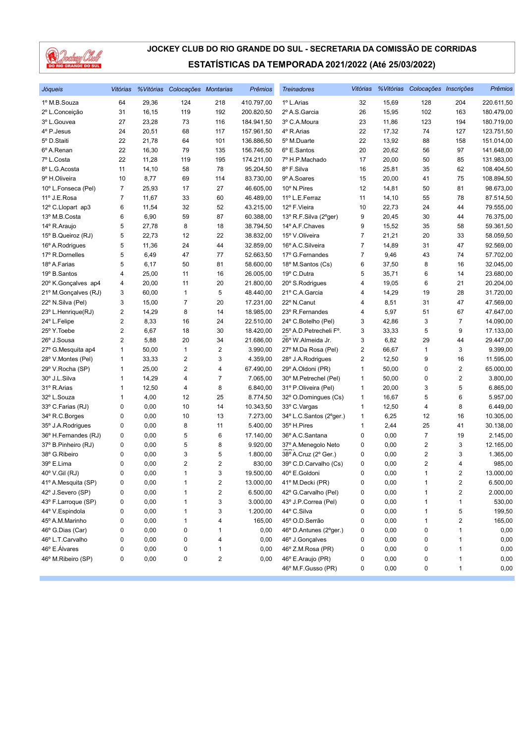# JOCKEY CLUB DO RIO GRANDE DO SUL - SECRETARIA DA COMISSÃO DE CORRIDAS

## ESTATÍSTICAS DA TEMPORADA 2021/2022 (Até 25/03/2022)

| *Jóqueis* | *Vitórias* | *%Vitórias* | *Colocações* | *Montarias* | *Prêmios* |
|---|---|---|---|---|---|
| 1º M.B.Souza | 64 | 29,36 | 124 | 218 | 410.797,00 |
| 2º L.Conceição | 31 | 16,15 | 119 | 192 | 200.820,50 |
| 3º L.Gouvea | 27 | 23,28 | 73 | 116 | 184.941,50 |
| 4º P.Jesus | 24 | 20,51 | 68 | 117 | 157.961,50 |
| 5º D.Staiti | 22 | 21,78 | 64 | 101 | 136.886,50 |
| 6º A.Renan | 22 | 16,30 | 79 | 135 | 156.746,50 |
| 7º L.Costa | 22 | 11,28 | 119 | 195 | 174.211,00 |
| 8º L.G.Acosta | 11 | 14,10 | 58 | 78 | 95.204,50 |
| 9º H.Oliveira | 10 | 8,77 | 69 | 114 | 83.730,00 |
| 10º L.Fonseca (Pel) | 7 | 25,93 | 17 | 27 | 46.605,00 |
| 11º J.E.Rosa | 7 | 11,67 | 33 | 60 | 46.489,00 |
| 12º C.Llopart ap3 | 6 | 11,54 | 32 | 52 | 43.215,00 |
| 13º M.B.Costa | 6 | 6,90 | 59 | 87 | 60.388,00 |
| 14º R.Araujo | 5 | 27,78 | 8 | 18 | 38.794,50 |
| 15º B.Queiroz (RJ) | 5 | 22,73 | 12 | 22 | 38.832,00 |
| 16º A.Rodrigues | 5 | 11,36 | 24 | 44 | 32.859,00 |
| 17º R.Dornelles | 5 | 6,49 | 47 | 77 | 52.663,50 |
| 18º A.Farias | 5 | 6,17 | 50 | 81 | 58.600,00 |
| 19º B.Santos | 4 | 25,00 | 11 | 16 | 26.005,00 |
| 20º K.Gonçalves ap4 | 4 | 20,00 | 11 | 20 | 21.800,00 |
| 21º M.Gonçalves (RJ) | 3 | 60,00 | 1 | 5 | 48.440,00 |
| 22º N.Silva (Pel) | 3 | 15,00 | 7 | 20 | 17.231,00 |
| 23º L.Henrique(RJ) | 2 | 14,29 | 8 | 14 | 18.985,00 |
| 24º L.Felipe | 2 | 8,33 | 16 | 24 | 22.510,00 |
| 25º Y.Toebe | 2 | 6,67 | 18 | 30 | 18.420,00 |
| 26º J.Sousa | 2 | 5,88 | 20 | 34 | 21.686,00 |
| 27º G.Mesquita ap4 | 1 | 50,00 | 1 | 2 | 3.990,00 |
| 28º V.Montes (Pel) | 1 | 33,33 | 2 | 3 | 4.359,00 |
| 29º V.Rocha (SP) | 1 | 25,00 | 2 | 4 | 67.490,00 |
| 30º J.L.Silva | 1 | 14,29 | 4 | 7 | 7.065,00 |
| 31º R.Arias | 1 | 12,50 | 4 | 8 | 6.840,00 |
| 32º L.Souza | 1 | 4,00 | 12 | 25 | 8.774,50 |
| 33º C.Farias (RJ) | 0 | 0,00 | 10 | 14 | 10.343,50 |
| 34º R.C.Borges | 0 | 0,00 | 10 | 13 | 7.273,00 |
| 35º J.A.Rodrigues | 0 | 0,00 | 8 | 11 | 5.400,00 |
| 36º H.Fernandes (RJ) | 0 | 0,00 | 5 | 6 | 17.140,00 |
| 37º B.Pinheiro (RJ) | 0 | 0,00 | 5 | 8 | 9.920,00 |
| 38º G.Ribeiro | 0 | 0,00 | 3 | 5 | 1.800,00 |
| 39º E.Lima | 0 | 0,00 | 2 | 2 | 830,00 |
| 40º V.Gil (RJ) | 0 | 0,00 | 1 | 3 | 19.500,00 |
| 41º A.Mesquita (SP) | 0 | 0,00 | 1 | 2 | 13.000,00 |
| 42º J.Severo (SP) | 0 | 0,00 | 1 | 2 | 6.500,00 |
| 43º F.Larroque (SP) | 0 | 0,00 | 1 | 3 | 3.000,00 |
| 44º V.Espindola | 0 | 0,00 | 1 | 3 | 1.200,00 |
| 45º A.M.Marinho | 0 | 0,00 | 1 | 4 | 165,00 |
| 46º G.Dias (Car) | 0 | 0,00 | 0 | 1 | 0,00 |
| 46º L.T.Carvalho | 0 | 0,00 | 0 | 4 | 0,00 |
| 46º E.Álvares | 0 | 0,00 | 0 | 1 | 0,00 |
| 46º M.Ribeiro (SP) | 0 | 0,00 | 0 | 2 | 0,00 |

| *Treinadores* | *Vitórias* | *%Vitórias* | *Colocações* | *Inscrições* | *Prêmios* |
|---|---|---|---|---|---|
| 1º L.Arias | 32 | 15,69 | 128 | 204 | 220.611,50 |
| 2º A.S.Garcia | 26 | 15,95 | 102 | 163 | 180.479,00 |
| 3º C.A.Moura | 23 | 11,86 | 123 | 194 | 180.719,00 |
| 4º R.Arias | 22 | 17,32 | 74 | 127 | 123.751,50 |
| 5º M.Duarte | 22 | 13,92 | 88 | 158 | 151.014,00 |
| 6º E.Santos | 20 | 20,62 | 56 | 97 | 141.648,00 |
| 7º H.P.Machado | 17 | 20,00 | 50 | 85 | 131.983,00 |
| 8º F.Silva | 16 | 25,81 | 35 | 62 | 108.404,50 |
| 9º A.Soares | 15 | 20,00 | 41 | 75 | 108.894,50 |
| 10º N.Pires | 12 | 14,81 | 50 | 81 | 98.673,00 |
| 11º L.E.Ferraz | 11 | 14,10 | 55 | 78 | 87.514,50 |
| 12º F.Vieira | 10 | 22,73 | 24 | 44 | 79.555,00 |
| 13º R.F.Silva (2ºger) | 9 | 20,45 | 30 | 44 | 76.375,00 |
| 14º A.F.Chaves | 9 | 15,52 | 35 | 58 | 59.361,50 |
| 15º V.Oliveira | 7 | 21,21 | 20 | 33 | 58.059,50 |
| 16º A.C.Silveira | 7 | 14,89 | 31 | 47 | 92.569,00 |
| 17º G.Fernandes | 7 | 9,46 | 43 | 74 | 57.702,00 |
| 18º M.Santos (Cs) | 6 | 37,50 | 8 | 16 | 32.045,00 |
| 19º C.Dutra | 5 | 35,71 | 6 | 14 | 23.680,00 |
| 20º S.Rodrigues | 4 | 19,05 | 6 | 21 | 20.204,00 |
| 21º C.A.Garcia | 4 | 14,29 | 19 | 28 | 31.720,00 |
| 22º N.Canut | 4 | 8,51 | 31 | 47 | 47.569,00 |
| 23º R.Fernandes | 4 | 5,97 | 51 | 67 | 47.647,00 |
| 24º C.Botelho (Pel) | 3 | 42,86 | 3 | 7 | 14.090,00 |
| 25º A.D.Petrecheli Fº. | 3 | 33,33 | 5 | 9 | 17.133,00 |
| 26º W.Almeida Jr. | 3 | 6,82 | 29 | 44 | 29.447,00 |
| 27º M.Da Rosa (Pel) | 2 | 66,67 | 1 | 3 | 9.399,00 |
| 28º J.A.Rodrigues | 2 | 12,50 | 9 | 16 | 11.595,00 |
| 29º A.Oldoni (PR) | 1 | 50,00 | 0 | 2 | 65.000,00 |
| 30º M.Petrechel (Pel) | 1 | 50,00 | 0 | 2 | 3.800,00 |
| 31º P.Oliveira (Pel) | 1 | 20,00 | 3 | 5 | 6.865,00 |
| 32º O.Domingues (Cs) | 1 | 16,67 | 5 | 6 | 5.957,00 |
| 33º C.Vargas | 1 | 12,50 | 4 | 8 | 6.449,00 |
| 34º L.C.Santos (2ºger.) | 1 | 6,25 | 12 | 16 | 10.305,00 |
| 35º H.Pires | 1 | 2,44 | 25 | 41 | 30.138,00 |
| 36º A.C.Santana | 0 | 0,00 | 7 | 19 | 2.145,00 |
| 37º A.Menegolo Neto | 0 | 0,00 | 2 | 3 | 12.165,00 |
| 38º A.Cruz (2º Ger.) | 0 | 0,00 | 2 | 3 | 1.365,00 |
| 39º C.D.Carvalho (Cs) | 0 | 0,00 | 2 | 4 | 985,00 |
| 40º E.Goldoni | 0 | 0,00 | 1 | 2 | 13.000,00 |
| 41º M.Decki (PR) | 0 | 0,00 | 1 | 2 | 6.500,00 |
| 42º G.Carvalho (Pel) | 0 | 0,00 | 1 | 2 | 2.000,00 |
| 43º J.P.Correa (Pel) | 0 | 0,00 | 1 | 1 | 530,00 |
| 44º C.Silva | 0 | 0,00 | 1 | 5 | 199,50 |
| 45º O.D.Serrão | 0 | 0,00 | 1 | 2 | 165,00 |
| 46º D.Antunes (2ºger.) | 0 | 0,00 | 0 | 1 | 0,00 |
| 46º J.Gonçalves | 0 | 0,00 | 0 | 1 | 0,00 |
| 46º Z.M.Rosa (PR) | 0 | 0,00 | 0 | 1 | 0,00 |
| 46º E.Araujo (PR) | 0 | 0,00 | 0 | 1 | 0,00 |
| 46º M.F.Gusso (PR) | 0 | 0,00 | 0 | 1 | 0,00 |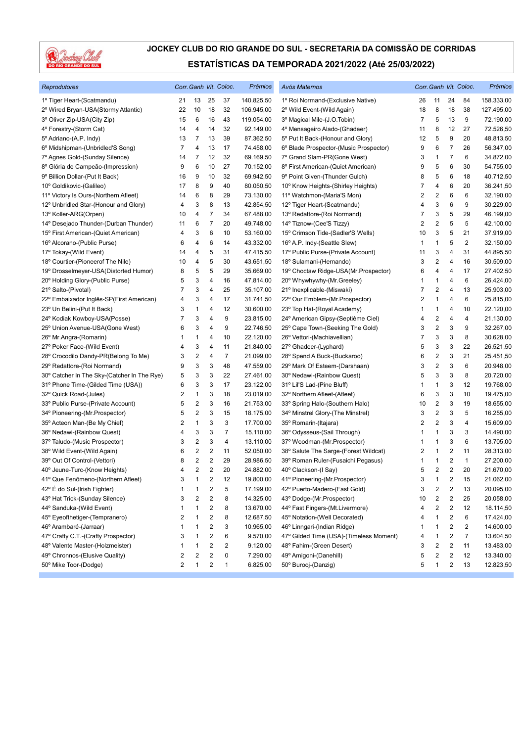# JOCKEY CLUB DO RIO GRANDE DO SUL - SECRETARIA DA COMISSÃO DE CORRIDAS

## ESTATÍSTICAS DA TEMPORADA 2021/2022 (Até 25/03/2022)

| *Reprodutores* | Corr. | Ganh | Vit. | Coloc. | Prêmios |
|---|---|---|---|---|---|
| 1º Tiger Heart-(Scatmandu) | 21 | 13 | 25 | 37 | 140.825,50 |
| 2º Wired Bryan-USA(Stormy Atlantic) | 22 | 10 | 18 | 32 | 106.945,00 |
| 3º Oliver Zip-USA(City Zip) | 15 | 6 | 16 | 43 | 119.054,00 |
| 4º Forestry-(Storm Cat) | 14 | 4 | 14 | 32 | 92.149,00 |
| 5º Adriano-(A.P. Indy) | 13 | 7 | 13 | 39 | 87.362,50 |
| 6º Midshipman-(Unbridled'S Song) | 7 | 4 | 13 | 17 | 74.458,00 |
| 7º Agnes Gold-(Sunday Silence) | 14 | 7 | 12 | 32 | 69.169,50 |
| 8º Glória de Campeão-(Impression) | 9 | 6 | 10 | 27 | 70.152,00 |
| 9º Billion Dollar-(Put It Back) | 16 | 9 | 10 | 32 | 69.942,50 |
| 10º Goldikovic-(Galileo) | 17 | 8 | 9 | 40 | 80.050,50 |
| 11º Victory Is Ours-(Northern Afleet) | 14 | 6 | 8 | 29 | 73.130,00 |
| 12º Unbridled Star-(Honour and Glory) | 4 | 3 | 8 | 13 | 42.854,50 |
| 13º Koller-ARG(Orpen) | 10 | 4 | 7 | 34 | 67.488,00 |
| 14º Desejado Thunder-(Durban Thunder) | 11 | 6 | 7 | 20 | 49.748,00 |
| 15º First American-(Quiet American) | 4 | 3 | 6 | 10 | 53.160,00 |
| 16º Alcorano-(Public Purse) | 6 | 4 | 6 | 14 | 43.332,00 |
| 17º Tokay-(Wild Event) | 14 | 4 | 5 | 31 | 47.415,50 |
| 18º Courtier-(Pioneerof The Nile) | 10 | 4 | 5 | 30 | 43.651,50 |
| 19º Drosselmeyer-USA(Distorted Humor) | 8 | 5 | 5 | 29 | 35.669,00 |
| 20º Holding Glory-(Public Purse) | 5 | 3 | 4 | 16 | 47.814,00 |
| 21º Salto-(Pivotal) | 7 | 3 | 4 | 25 | 35.107,00 |
| 22º Embaixador Inglês-SP(First American) | 4 | 3 | 4 | 17 | 31.741,50 |
| 23º Un Belini-(Put It Back) | 3 | 1 | 4 | 12 | 30.600,00 |
| 24º Kodiak Kowboy-USA(Posse) | 7 | 3 | 4 | 9 | 23.815,00 |
| 25º Union Avenue-USA(Gone West) | 6 | 3 | 4 | 9 | 22.746,50 |
| 26º Mr.Angra-(Romarin) | 1 | 1 | 4 | 10 | 22.120,00 |
| 27º Poker Face-(Wild Event) | 4 | 3 | 4 | 11 | 21.840,00 |
| 28º Crocodilo Dandy-PR(Belong To Me) | 3 | 2 | 4 | 7 | 21.099,00 |
| 29º Redattore-(Roi Normand) | 9 | 3 | 3 | 48 | 47.559,00 |
| 30º Catcher In The Sky-(Catcher In The Rye) | 5 | 3 | 3 | 22 | 27.461,00 |
| 31º Phone Time-(Gilded Time (USA)) | 6 | 3 | 3 | 17 | 23.122,00 |
| 32º Quick Road-(Jules) | 2 | 1 | 3 | 18 | 23.019,00 |
| 33º Public Purse-(Private Account) | 5 | 2 | 3 | 16 | 21.753,00 |
| 34º Pioneering-(Mr.Prospector) | 5 | 2 | 3 | 15 | 18.175,00 |
| 35º Acteon Man-(Be My Chief) | 2 | 1 | 3 | 3 | 17.700,00 |
| 36º Nedawi-(Rainbow Quest) | 4 | 3 | 3 | 7 | 15.110,00 |
| 37º Taludo-(Music Prospector) | 3 | 2 | 3 | 4 | 13.110,00 |
| 38º Wild Event-(Wild Again) | 6 | 2 | 2 | 11 | 52.050,00 |
| 39º Out Of Control-(Vettori) | 8 | 2 | 2 | 29 | 28.986,50 |
| 40º Jeune-Turc-(Know Heights) | 4 | 2 | 2 | 20 | 24.882,00 |
| 41º Que Fenômeno-(Northern Afleet) | 3 | 1 | 2 | 12 | 19.800,00 |
| 42º É do Sul-(Irish Fighter) | 1 | 1 | 2 | 5 | 17.199,00 |
| 43º Hat Trick-(Sunday Silence) | 3 | 2 | 2 | 8 | 14.325,00 |
| 44º Sanduka-(Wild Event) | 1 | 1 | 2 | 8 | 13.670,00 |
| 45º Eyeofthetiger-(Tempranero) | 2 | 1 | 2 | 8 | 12.687,50 |
| 46º Arambaré-(Jarraar) | 1 | 1 | 2 | 3 | 10.965,00 |
| 47º Crafty C.T.-(Crafty Prospector) | 3 | 1 | 2 | 6 | 9.570,00 |
| 48º Valente Master-(Holzmeister) | 1 | 1 | 2 | 2 | 9.120,00 |
| 49º Chronnos-(Elusive Quality) | 2 | 2 | 2 | 0 | 7.290,00 |
| 50º Mike Toor-(Dodge) | 2 | 1 | 2 | 1 | 6.825,00 |

| *Avós Maternos* | Corr. | Ganh | Vit. | Coloc. | Prêmios |
|---|---|---|---|---|---|
| 1º Roi Normand-(Exclusive Native) | 26 | 11 | 24 | 84 | 158.333,00 |
| 2º Wild Event-(Wild Again) | 18 | 8 | 18 | 38 | 127.495,00 |
| 3º Magical Mile-(J.O.Tobin) | 7 | 5 | 13 | 9 | 72.190,00 |
| 4º Mensageiro Alado-(Ghadeer) | 11 | 8 | 12 | 27 | 72.526,50 |
| 5º Put It Back-(Honour and Glory) | 12 | 5 | 9 | 20 | 48.813,50 |
| 6º Blade Prospector-(Music Prospector) | 9 | 6 | 7 | 26 | 56.347,00 |
| 7º Grand Slam-PR(Gone West) | 3 | 1 | 7 | 6 | 34.872,00 |
| 8º First American-(Quiet American) | 9 | 5 | 6 | 30 | 54.755,00 |
| 9º Point Given-(Thunder Gulch) | 8 | 5 | 6 | 18 | 40.712,50 |
| 10º Know Heights-(Shirley Heights) | 7 | 4 | 6 | 20 | 36.241,50 |
| 11º Watchmon-(Maria'S Mon) | 2 | 2 | 6 | 6 | 32.190,00 |
| 12º Tiger Heart-(Scatmandu) | 4 | 3 | 6 | 9 | 30.229,00 |
| 13º Redattore-(Roi Normand) | 7 | 3 | 5 | 29 | 46.199,00 |
| 14º Tiznow-(Cee'S Tizzy) | 2 | 2 | 5 | 5 | 42.100,00 |
| 15º Crimson Tide-(Sadler'S Wells) | 10 | 3 | 5 | 21 | 37.919,00 |
| 16º A.P. Indy-(Seattle Slew) | 1 | 1 | 5 | 2 | 32.150,00 |
| 17º Public Purse-(Private Account) | 11 | 3 | 4 | 31 | 44.895,50 |
| 18º Sulamani-(Hernando) | 3 | 2 | 4 | 16 | 30.509,00 |
| 19º Choctaw Ridge-USA(Mr.Prospector) | 6 | 4 | 4 | 17 | 27.402,50 |
| 20º Whywhywhy-(Mr.Greeley) | 1 | 1 | 4 | 6 | 26.424,00 |
| 21º Inexplicable-(Miswaki) | 7 | 2 | 4 | 13 | 25.903,00 |
| 22º Our Emblem-(Mr.Prospector) | 2 | 1 | 4 | 6 | 25.815,00 |
| 23º Top Hat-(Royal Academy) | 1 | 1 | 4 | 10 | 22.120,00 |
| 24º American Gipsy-(Septième Ciel) | 4 | 2 | 4 | 4 | 21.130,00 |
| 25º Cape Town-(Seeking The Gold) | 3 | 2 | 3 | 9 | 32.267,00 |
| 26º Vettori-(Machiavellian) | 7 | 3 | 3 | 8 | 30.628,00 |
| 27º Ghadeer-(Lyphard) | 5 | 3 | 3 | 22 | 26.521,50 |
| 28º Spend A Buck-(Buckaroo) | 6 | 2 | 3 | 21 | 25.451,50 |
| 29º Mark Of Esteem-(Darshaan) | 3 | 2 | 3 | 6 | 20.948,00 |
| 30º Nedawi-(Rainbow Quest) | 5 | 3 | 3 | 8 | 20.720,00 |
| 31º Lil'S Lad-(Pine Bluff) | 1 | 1 | 3 | 12 | 19.768,00 |
| 32º Northern Afleet-(Afleet) | 6 | 3 | 3 | 10 | 19.475,00 |
| 33º Spring Halo-(Southern Halo) | 10 | 2 | 3 | 19 | 18.655,00 |
| 34º Minstrel Glory-(The Minstrel) | 3 | 2 | 3 | 5 | 16.255,00 |
| 35º Romarin-(Itajara) | 2 | 2 | 3 | 4 | 15.609,00 |
| 36º Odysseus-(Sail Through) | 1 | 1 | 3 | 3 | 14.490,00 |
| 37º Woodman-(Mr.Prospector) | 1 | 1 | 3 | 6 | 13.705,00 |
| 38º Salute The Sarge-(Forest Wildcat) | 2 | 1 | 2 | 11 | 28.313,00 |
| 39º Roman Ruler-(Fusaichi Pegasus) | 1 | 1 | 2 | 1 | 27.200,00 |
| 40º Clackson-(I Say) | 5 | 2 | 2 | 20 | 21.670,00 |
| 41º Pioneering-(Mr.Prospector) | 3 | 1 | 2 | 15 | 21.062,00 |
| 42º Puerto-Madero-(Fast Gold) | 3 | 2 | 2 | 13 | 20.095,00 |
| 43º Dodge-(Mr.Prospector) | 10 | 2 | 2 | 25 | 20.058,00 |
| 44º Fast Fingers-(Mt.Livermore) | 4 | 2 | 2 | 12 | 18.114,50 |
| 45º Notation-(Well Decorated) | 4 | 1 | 2 | 6 | 17.424,00 |
| 46º Linngari-(Indian Ridge) | 1 | 1 | 2 | 2 | 14.600,00 |
| 47º Gilded Time (USA)-(Timeless Moment) | 4 | 1 | 2 | 7 | 13.604,50 |
| 48º Fahim-(Green Desert) | 3 | 2 | 2 | 11 | 13.483,00 |
| 49º Amigoni-(Danehill) | 5 | 2 | 2 | 12 | 13.340,00 |
| 50º Burooj-(Danzig) | 5 | 1 | 2 | 13 | 12.823,50 |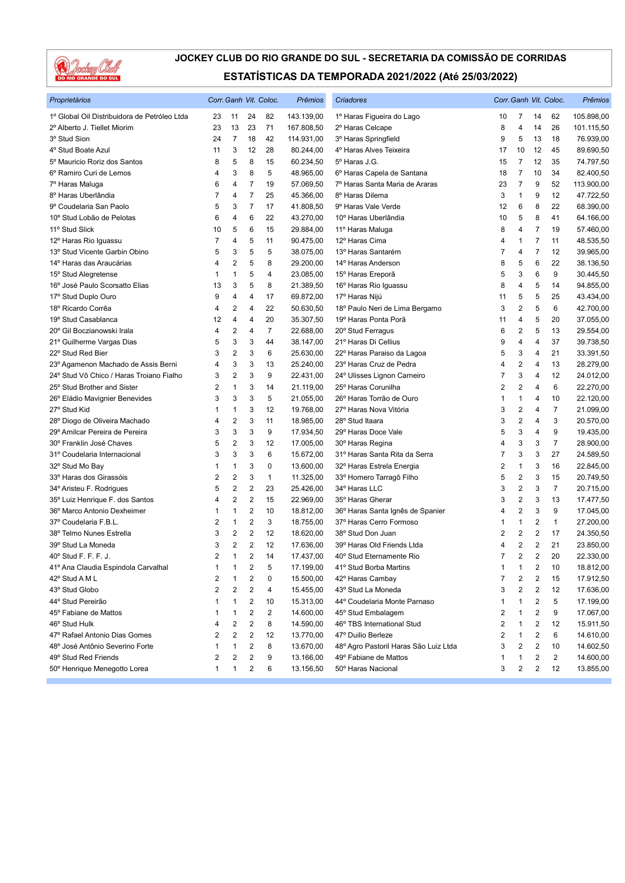## JOCKEY CLUB DO RIO GRANDE DO SUL - SECRETARIA DA COMISSÃO DE CORRIDAS

## ESTATÍSTICAS DA TEMPORADA 2021/2022 (Até 25/03/2022)

| *Proprietários* | *Corr.* | *Ganh* | *Vit.* | *Coloc.* | *Prêmios* |
|---|---|---|---|---|---|
| 1º Global Oil Distribuidora de Petróleo Ltda | 23 | 11 | 24 | 82 | 143.139,00 |
| 2º Alberto J. Tiellet Miorim | 23 | 13 | 23 | 71 | 167.808,50 |
| 3º Stud Sion | 24 | 7 | 18 | 42 | 114.931,00 |
| 4º Stud Boate Azul | 11 | 3 | 12 | 28 | 80.244,00 |
| 5º Mauricio Roriz dos Santos | 8 | 5 | 8 | 15 | 60.234,50 |
| 6º Ramiro Curi de Lemos | 4 | 3 | 8 | 5 | 48.965,00 |
| 7º Haras Maluga | 6 | 4 | 7 | 19 | 57.069,50 |
| 8º Haras Uberlândia | 7 | 4 | 7 | 25 | 45.366,00 |
| 9º Coudelaria San Paolo | 5 | 3 | 7 | 17 | 41.808,50 |
| 10º Stud Lobão de Pelotas | 6 | 4 | 6 | 22 | 43.270,00 |
| 11º Stud Slick | 10 | 5 | 6 | 15 | 29.884,00 |
| 12º Haras Rio Iguassu | 7 | 4 | 5 | 11 | 90.475,00 |
| 13º Stud Vicente Garbin Obino | 5 | 3 | 5 | 5 | 38.075,00 |
| 14º Haras das Araucárias | 4 | 2 | 5 | 8 | 29.200,00 |
| 15º Stud Alegretense | 1 | 1 | 5 | 4 | 23.085,00 |
| 16º José Paulo Scorsatto Elias | 13 | 3 | 5 | 8 | 21.389,50 |
| 17º Stud Duplo Ouro | 9 | 4 | 4 | 17 | 69.872,00 |
| 18º Ricardo Corrêa | 4 | 2 | 4 | 22 | 50.630,50 |
| 19º Stud Casablanca | 12 | 4 | 4 | 20 | 35.307,50 |
| 20º Gil Boczianowski Irala | 4 | 2 | 4 | 7 | 22.688,00 |
| 21º Guilherme Vargas Dias | 5 | 3 | 3 | 44 | 38.147,00 |
| 22º Stud Red Bier | 3 | 2 | 3 | 6 | 25.630,00 |
| 23º Agamenon Machado de Assis Berni | 4 | 3 | 3 | 13 | 25.240,00 |
| 24º Stud Vô Chico / Haras Troiano Fialho | 3 | 2 | 3 | 9 | 22.431,00 |
| 25º Stud Brother and Sister | 2 | 1 | 3 | 14 | 21.119,00 |
| 26º Eládio Mavignier Benevides | 3 | 3 | 3 | 5 | 21.055,00 |
| 27º Stud Kid | 1 | 1 | 3 | 12 | 19.768,00 |
| 28º Diogo de Oliveira Machado | 4 | 2 | 3 | 11 | 18.985,00 |
| 29º Amilcar Pereira de Pereira | 3 | 3 | 3 | 9 | 17.934,50 |
| 30º Franklin José Chaves | 5 | 2 | 3 | 12 | 17.005,00 |
| 31º Coudelaria Internacional | 3 | 3 | 3 | 6 | 15.672,00 |
| 32º Stud Mo Bay | 1 | 1 | 3 | 0 | 13.600,00 |
| 33º Haras dos Girassóis | 2 | 2 | 3 | 1 | 11.325,00 |
| 34º Aristeu F. Rodrigues | 5 | 2 | 2 | 23 | 25.426,00 |
| 35º Luiz Henrique F. dos Santos | 4 | 2 | 2 | 15 | 22.969,00 |
| 36º Marco Antonio Dexheimer | 1 | 1 | 2 | 10 | 18.812,00 |
| 37º Coudelaria F.B.L. | 2 | 1 | 2 | 3 | 18.755,00 |
| 38º Telmo Nunes Estrella | 3 | 2 | 2 | 12 | 18.620,00 |
| 39º Stud La Moneda | 3 | 2 | 2 | 12 | 17.636,00 |
| 40º Stud F. F. F. J. | 2 | 1 | 2 | 14 | 17.437,00 |
| 41º Ana Claudia Espindola Carvalhal | 1 | 1 | 2 | 5 | 17.199,00 |
| 42º Stud A M L | 2 | 1 | 2 | 0 | 15.500,00 |
| 43º Stud Globo | 2 | 2 | 2 | 4 | 15.455,00 |
| 44º Stud Pereirão | 1 | 1 | 2 | 10 | 15.313,00 |
| 45º Fabiane de Mattos | 1 | 1 | 2 | 2 | 14.600,00 |
| 46º Stud Hulk | 4 | 2 | 2 | 8 | 14.590,00 |
| 47º Rafael Antonio Dias Gomes | 2 | 2 | 2 | 12 | 13.770,00 |
| 48º José Antônio Severino Forte | 1 | 1 | 2 | 8 | 13.670,00 |
| 49º Stud Red Friends | 2 | 2 | 2 | 9 | 13.166,00 |
| 50º Henrique Menegotto Lorea | 1 | 1 | 2 | 6 | 13.156,50 |

| *Criadores* | *Corr.* | *Ganh* | *Vit.* | *Coloc.* | *Prêmios* |
|---|---|---|---|---|---|
| 1º Haras Figueira do Lago | 10 | 7 | 14 | 62 | 105.898,00 |
| 2º Haras Celcape | 8 | 4 | 14 | 26 | 101.115,50 |
| 3º Haras Springfield | 9 | 5 | 13 | 18 | 76.939,00 |
| 4º Haras Alves Teixeira | 17 | 10 | 12 | 45 | 89.690,50 |
| 5º Haras J.G. | 15 | 7 | 12 | 35 | 74.797,50 |
| 6º Haras Capela de Santana | 18 | 7 | 10 | 34 | 82.400,50 |
| 7º Haras Santa Maria de Araras | 23 | 7 | 9 | 52 | 113.900,00 |
| 8º Haras Dilema | 3 | 1 | 9 | 12 | 47.722,50 |
| 9º Haras Vale Verde | 12 | 6 | 8 | 22 | 68.390,00 |
| 10º Haras Uberlândia | 10 | 5 | 8 | 41 | 64.166,00 |
| 11º Haras Maluga | 8 | 4 | 7 | 19 | 57.460,00 |
| 12º Haras Cima | 4 | 1 | 7 | 11 | 48.535,50 |
| 13º Haras Santarém | 7 | 4 | 7 | 12 | 39.965,00 |
| 14º Haras Anderson | 8 | 5 | 6 | 22 | 38.136,50 |
| 15º Haras Ereporã | 5 | 3 | 6 | 9 | 30.445,50 |
| 16º Haras Rio Iguassu | 8 | 4 | 5 | 14 | 94.855,00 |
| 17º Haras Nijú | 11 | 5 | 5 | 25 | 43.434,00 |
| 18º Paulo Neri de Lima Bergamo | 3 | 2 | 5 | 6 | 42.700,00 |
| 19º Haras Ponta Porã | 11 | 4 | 5 | 20 | 37.055,00 |
| 20º Stud Ferragus | 6 | 2 | 5 | 13 | 29.554,00 |
| 21º Haras Di Cellius | 9 | 4 | 4 | 37 | 39.738,50 |
| 22º Haras Paraiso da Lagoa | 5 | 3 | 4 | 21 | 33.391,50 |
| 23º Haras Cruz de Pedra | 4 | 2 | 4 | 13 | 28.279,00 |
| 24º Ulisses Lignon Carneiro | 7 | 3 | 4 | 12 | 24.012,00 |
| 25º Haras Corunilha | 2 | 2 | 4 | 6 | 22.270,00 |
| 26º Haras Torrão de Ouro | 1 | 1 | 4 | 10 | 22.120,00 |
| 27º Haras Nova Vitória | 3 | 2 | 4 | 7 | 21.099,00 |
| 28º Stud Itaara | 3 | 2 | 4 | 3 | 20.570,00 |
| 29º Haras Doce Vale | 5 | 3 | 4 | 9 | 19.435,00 |
| 30º Haras Regina | 4 | 3 | 3 | 7 | 28.900,00 |
| 31º Haras Santa Rita da Serra | 7 | 3 | 3 | 27 | 24.589,50 |
| 32º Haras Estrela Energia | 2 | 1 | 3 | 16 | 22.845,00 |
| 33º Homero Tarragô Filho | 5 | 2 | 3 | 15 | 20.749,50 |
| 34º Haras LLC | 3 | 2 | 3 | 7 | 20.715,00 |
| 35º Haras Gherar | 3 | 2 | 3 | 13 | 17.477,50 |
| 36º Haras Santa Ignês de Spanier | 4 | 2 | 3 | 9 | 17.045,00 |
| 37º Haras Cerro Formoso | 1 | 1 | 2 | 1 | 27.200,00 |
| 38º Stud Don Juan | 2 | 2 | 2 | 17 | 24.350,50 |
| 39º Haras Old Friends Ltda | 4 | 2 | 2 | 21 | 23.850,00 |
| 40º Stud Eternamente Rio | 7 | 2 | 2 | 20 | 22.330,00 |
| 41º Stud Borba Martins | 1 | 1 | 2 | 10 | 18.812,00 |
| 42º Haras Cambay | 7 | 2 | 2 | 15 | 17.912,50 |
| 43º Stud La Moneda | 3 | 2 | 2 | 12 | 17.636,00 |
| 44º Coudelaria Monte Parnaso | 1 | 1 | 2 | 5 | 17.199,00 |
| 45º Stud Embalagem | 2 | 1 | 2 | 9 | 17.067,00 |
| 46º TBS International Stud | 2 | 1 | 2 | 12 | 15.911,50 |
| 47º Duilio Berleze | 2 | 1 | 2 | 6 | 14.610,00 |
| 48º Agro Pastoril Haras São Luiz Ltda | 3 | 2 | 2 | 10 | 14.602,50 |
| 49º Fabiane de Mattos | 1 | 1 | 2 | 2 | 14.600,00 |
| 50º Haras Nacional | 3 | 2 | 2 | 12 | 13.855,00 |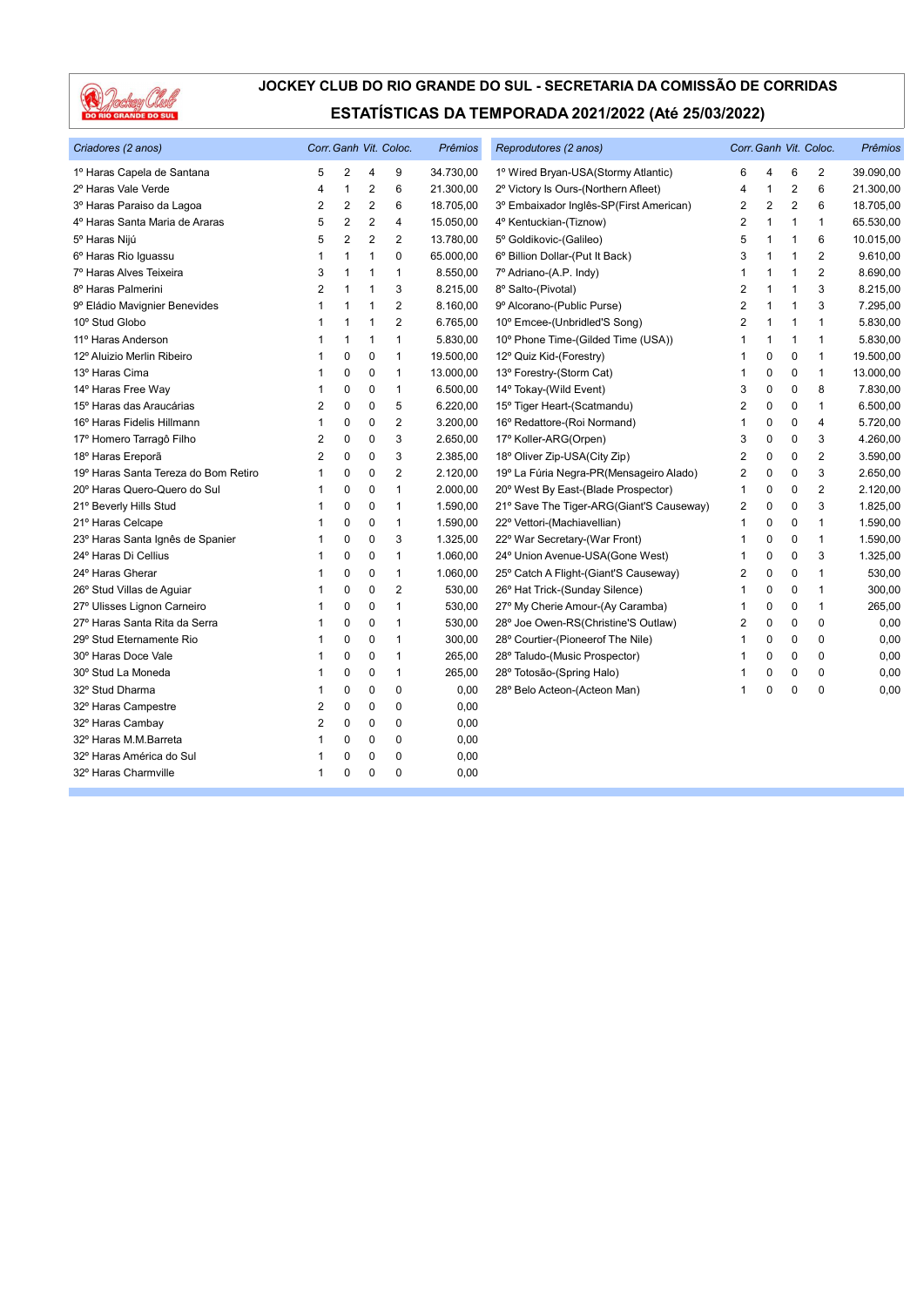# JOCKEY CLUB DO RIO GRANDE DO SUL - SECRETARIA DA COMISSÃO DE CORRIDAS

## ESTATÍSTICAS DA TEMPORADA 2021/2022 (Até 25/03/2022)

| *Criadores (2 anos)* | *Corr.* | *Ganh* | *Vit.* | *Coloc.* | *Prêmios* |
|---|---|---|---|---|---|
| 1º Haras Capela de Santana | 5 | 2 | 4 | 9 | 34.730,00 |
| 2º Haras Vale Verde | 4 | 1 | 2 | 6 | 21.300,00 |
| 3º Haras Paraiso da Lagoa | 2 | 2 | 2 | 6 | 18.705,00 |
| 4º Haras Santa Maria de Araras | 5 | 2 | 2 | 4 | 15.050,00 |
| 5º Haras Nijú | 5 | 2 | 2 | 2 | 13.780,00 |
| 6º Haras Rio Iguassu | 1 | 1 | 1 | 0 | 65.000,00 |
| 7º Haras Alves Teixeira | 3 | 1 | 1 | 1 | 8.550,00 |
| 8º Haras Palmerini | 2 | 1 | 1 | 3 | 8.215,00 |
| 9º Eládio Mavignier Benevides | 1 | 1 | 1 | 2 | 8.160,00 |
| 10º Stud Globo | 1 | 1 | 1 | 2 | 6.765,00 |
| 11º Haras Anderson | 1 | 1 | 1 | 1 | 5.830,00 |
| 12º Aluizio Merlin Ribeiro | 1 | 0 | 0 | 1 | 19.500,00 |
| 13º Haras Cima | 1 | 0 | 0 | 1 | 13.000,00 |
| 14º Haras Free Way | 1 | 0 | 0 | 1 | 6.500,00 |
| 15º Haras das Araucárias | 2 | 0 | 0 | 5 | 6.220,00 |
| 16º Haras Fidelis Hillmann | 1 | 0 | 0 | 2 | 3.200,00 |
| 17º Homero Tarragô Filho | 2 | 0 | 0 | 3 | 2.650,00 |
| 18º Haras Ereporã | 2 | 0 | 0 | 3 | 2.385,00 |
| 19º Haras Santa Tereza do Bom Retiro | 1 | 0 | 0 | 2 | 2.120,00 |
| 20º Haras Quero-Quero do Sul | 1 | 0 | 0 | 1 | 2.000,00 |
| 21º Beverly Hills Stud | 1 | 0 | 0 | 1 | 1.590,00 |
| 21º Haras Celcape | 1 | 0 | 0 | 1 | 1.590,00 |
| 23º Haras Santa Ignês de Spanier | 1 | 0 | 0 | 3 | 1.325,00 |
| 24º Haras Di Cellius | 1 | 0 | 0 | 1 | 1.060,00 |
| 24º Haras Gherar | 1 | 0 | 0 | 1 | 1.060,00 |
| 26º Stud Villas de Aguiar | 1 | 0 | 0 | 2 | 530,00 |
| 27º Ulisses Lignon Carneiro | 1 | 0 | 0 | 1 | 530,00 |
| 27º Haras Santa Rita da Serra | 1 | 0 | 0 | 1 | 530,00 |
| 29º Stud Eternamente Rio | 1 | 0 | 0 | 1 | 300,00 |
| 30º Haras Doce Vale | 1 | 0 | 0 | 1 | 265,00 |
| 30º Stud La Moneda | 1 | 0 | 0 | 1 | 265,00 |
| 32º Stud Dharma | 1 | 0 | 0 | 0 | 0,00 |
| 32º Haras Campestre | 2 | 0 | 0 | 0 | 0,00 |
| 32º Haras Cambay | 2 | 0 | 0 | 0 | 0,00 |
| 32º Haras M.M.Barreta | 1 | 0 | 0 | 0 | 0,00 |
| 32º Haras América do Sul | 1 | 0 | 0 | 0 | 0,00 |
| 32º Haras Charmville | 1 | 0 | 0 | 0 | 0,00 |

| *Reprodutores (2 anos)* | *Corr.* | *Ganh* | *Vit.* | *Coloc.* | *Prêmios* |
|---|---|---|---|---|---|
| 1º Wired Bryan-USA(Stormy Atlantic) | 6 | 4 | 6 | 2 | 39.090,00 |
| 2º Victory Is Ours-(Northern Afleet) | 4 | 1 | 2 | 6 | 21.300,00 |
| 3º Embaixador Inglês-SP(First American) | 2 | 2 | 2 | 6 | 18.705,00 |
| 4º Kentuckian-(Tiznow) | 2 | 1 | 1 | 1 | 65.530,00 |
| 5º Goldikovic-(Galileo) | 5 | 1 | 1 | 6 | 10.015,00 |
| 6º Billion Dollar-(Put It Back) | 3 | 1 | 1 | 2 | 9.610,00 |
| 7º Adriano-(A.P. Indy) | 1 | 1 | 1 | 2 | 8.690,00 |
| 8º Salto-(Pivotal) | 2 | 1 | 1 | 3 | 8.215,00 |
| 9º Alcorano-(Public Purse) | 2 | 1 | 1 | 3 | 7.295,00 |
| 10º Emcee-(Unbridled'S Song) | 2 | 1 | 1 | 1 | 5.830,00 |
| 10º Phone Time-(Gilded Time (USA)) | 1 | 1 | 1 | 1 | 5.830,00 |
| 12º Quiz Kid-(Forestry) | 1 | 0 | 0 | 1 | 19.500,00 |
| 13º Forestry-(Storm Cat) | 1 | 0 | 0 | 1 | 13.000,00 |
| 14º Tokay-(Wild Event) | 3 | 0 | 0 | 8 | 7.830,00 |
| 15º Tiger Heart-(Scatmandu) | 2 | 0 | 0 | 1 | 6.500,00 |
| 16º Redattore-(Roi Normand) | 1 | 0 | 0 | 4 | 5.720,00 |
| 17º Koller-ARG(Orpen) | 3 | 0 | 0 | 3 | 4.260,00 |
| 18º Oliver Zip-USA(City Zip) | 2 | 0 | 0 | 2 | 3.590,00 |
| 19º La Fúria Negra-PR(Mensageiro Alado) | 2 | 0 | 0 | 3 | 2.650,00 |
| 20º West By East-(Blade Prospector) | 1 | 0 | 0 | 2 | 2.120,00 |
| 21º Save The Tiger-ARG(Giant'S Causeway) | 2 | 0 | 0 | 3 | 1.825,00 |
| 22º Vettori-(Machiavellian) | 1 | 0 | 0 | 1 | 1.590,00 |
| 22º War Secretary-(War Front) | 1 | 0 | 0 | 1 | 1.590,00 |
| 24º Union Avenue-USA(Gone West) | 1 | 0 | 0 | 3 | 1.325,00 |
| 25º Catch A Flight-(Giant'S Causeway) | 2 | 0 | 0 | 1 | 530,00 |
| 26º Hat Trick-(Sunday Silence) | 1 | 0 | 0 | 1 | 300,00 |
| 27º My Cherie Amour-(Ay Caramba) | 1 | 0 | 0 | 1 | 265,00 |
| 28º Joe Owen-RS(Christine'S Outlaw) | 2 | 0 | 0 | 0 | 0,00 |
| 28º Courtier-(Pioneerof The Nile) | 1 | 0 | 0 | 0 | 0,00 |
| 28º Taludo-(Music Prospector) | 1 | 0 | 0 | 0 | 0,00 |
| 28º Totosão-(Spring Halo) | 1 | 0 | 0 | 0 | 0,00 |
| 28º Belo Acteon-(Acteon Man) | 1 | 0 | 0 | 0 | 0,00 |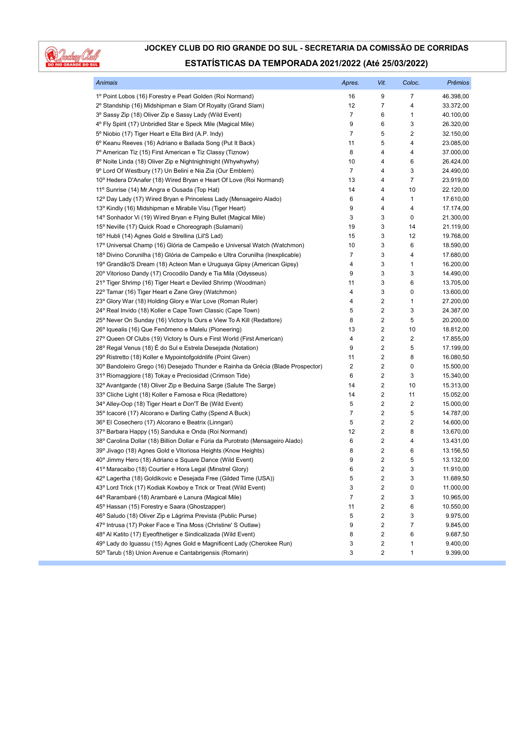# JOCKEY CLUB DO RIO GRANDE DO SUL - SECRETARIA DA COMISSÃO DE CORRIDAS

## ESTATÍSTICAS DA TEMPORADA 2021/2022 (Até 25/03/2022)

| *Animais* | *Apres.* | *Vit.* | *Coloc.* | *Prêmios* |
|---|---|---|---|---|
| 1º Point Lobos (16) Forestry e Pearl Golden (Roi Normand) | 16 | 9 | 7 | 46.398,00 |
| 2º Standship (16) Midshipman e Slam Of Royalty (Grand Slam) | 12 | 7 | 4 | 33.372,00 |
| 3º Sassy Zip (18) Oliver Zip e Sassy Lady (Wild Event) | 7 | 6 | 1 | 40.100,00 |
| 4º Fly Spirit (17) Unbridled Star e Speck Mile (Magical Mile) | 9 | 6 | 3 | 26.320,00 |
| 5º Niobio (17) Tiger Heart e Ella Bird (A.P. Indy) | 7 | 5 | 2 | 32.150,00 |
| 6º Keanu Reeves (16) Adriano e Ballada Song (Put It Back) | 11 | 5 | 4 | 23.085,00 |
| 7º American Tiz (15) First American e Tiz Classy (Tiznow) | 8 | 4 | 4 | 37.000,00 |
| 8º Noite Linda (18) Oliver Zip e Nightnightnight (Whywhywhy) | 10 | 4 | 6 | 26.424,00 |
| 9º Lord Of Westbury (17) Un Belini e Nia Zia (Our Emblem) | 7 | 4 | 3 | 24.490,00 |
| 10º Hedera D'Anafer (18) Wired Bryan e Heart Of Love (Roi Normand) | 13 | 4 | 7 | 23.919,00 |
| 11º Sunrise (14) Mr.Angra e Ousada (Top Hat) | 14 | 4 | 10 | 22.120,00 |
| 12º Day Lady (17) Wired Bryan e Princeless Lady (Mensageiro Alado) | 6 | 4 | 1 | 17.610,00 |
| 13º Kindly (16) Midshipman e Mirabile Visu (Tiger Heart) | 9 | 4 | 4 | 17.174,00 |
| 14º Sonhador Vi (19) Wired Bryan e Flying Bullet (Magical Mile) | 3 | 3 | 0 | 21.300,00 |
| 15º Neville (17) Quick Road e Choreograph (Sulamani) | 19 | 3 | 14 | 21.119,00 |
| 16º Hubli (14) Agnes Gold e Strellina (Lil'S Lad) | 15 | 3 | 12 | 19.768,00 |
| 17º Universal Champ (16) Glória de Campeão e Universal Watch (Watchmon) | 10 | 3 | 6 | 18.590,00 |
| 18º Divino Corunilha (18) Glória de Campeão e Ultra Corunilha (Inexplicable) | 7 | 3 | 4 | 17.680,00 |
| 19º Grandão'S Dream (18) Acteon Man e Uruguaya Gipsy (American Gipsy) | 4 | 3 | 1 | 16.200,00 |
| 20º Vitorioso Dandy (17) Crocodilo Dandy e Tia Mila (Odysseus) | 9 | 3 | 3 | 14.490,00 |
| 21º Tiger Shrimp (16) Tiger Heart e Deviled Shrimp (Woodman) | 11 | 3 | 6 | 13.705,00 |
| 22º Tamar (16) Tiger Heart e Zane Grey (Watchmon) | 4 | 3 | 0 | 13.600,00 |
| 23º Glory War (18) Holding Glory e War Love (Roman Ruler) | 4 | 2 | 1 | 27.200,00 |
| 24º Real Invido (18) Koller e Cape Town Classic (Cape Town) | 5 | 2 | 3 | 24.387,00 |
| 25º Never On Sunday (16) Victory Is Ours e View To A Kill (Redattore) | 8 | 2 | 5 | 20.200,00 |
| 26º Iquealis (16) Que Fenômeno e Malelu (Pioneering) | 13 | 2 | 10 | 18.812,00 |
| 27º Queen Of Clubs (19) Victory Is Ours e First World (First American) | 4 | 2 | 2 | 17.855,00 |
| 28º Regal Venus (18) É do Sul e Estrela Desejada (Notation) | 9 | 2 | 5 | 17.199,00 |
| 29º Ristretto (18) Koller e Mypointofgoldnlife (Point Given) | 11 | 2 | 8 | 16.080,50 |
| 30º Bandoleiro Grego (16) Desejado Thunder e Rainha da Grécia (Blade Prospector) | 2 | 2 | 0 | 15.500,00 |
| 31º Riomaggiore (18) Tokay e Preciosidad (Crimson Tide) | 6 | 2 | 3 | 15.340,00 |
| 32º Avantgarde (18) Oliver Zip e Beduina Sarge (Salute The Sarge) | 14 | 2 | 10 | 15.313,00 |
| 33º Cliche Light (18) Koller e Famosa e Rica (Redattore) | 14 | 2 | 11 | 15.052,00 |
| 34º Alley-Oop (18) Tiger Heart e Don'T Be (Wild Event) | 5 | 2 | 2 | 15.000,00 |
| 35º Icacoré (17) Alcorano e Darling Cathy (Spend A Buck) | 7 | 2 | 5 | 14.787,00 |
| 36º El Cosechero (17) Alcorano e Beatrix (Linngari) | 5 | 2 | 2 | 14.600,00 |
| 37º Barbara Happy (15) Sanduka e Onda (Roi Normand) | 12 | 2 | 8 | 13.670,00 |
| 38º Carolina Dollar (18) Billion Dollar e Fúria da Purotrato (Mensageiro Alado) | 6 | 2 | 4 | 13.431,00 |
| 39º Jivago (18) Agnes Gold e Vitoriosa Heights (Know Heights) | 8 | 2 | 6 | 13.156,50 |
| 40º Jimmy Hero (18) Adriano e Square Dance (Wild Event) | 9 | 2 | 5 | 13.132,00 |
| 41º Maracaibo (18) Courtier e Hora Legal (Minstrel Glory) | 6 | 2 | 3 | 11.910,00 |
| 42º Lagertha (18) Goldikovic e Desejada Free (Gilded Time (USA)) | 5 | 2 | 3 | 11.689,50 |
| 43º Lord Trick (17) Kodiak Kowboy e Trick or Treat (Wild Event) | 3 | 2 | 0 | 11.000,00 |
| 44º Rarambaré (18) Arambaré e Lanura (Magical Mile) | 7 | 2 | 3 | 10.965,00 |
| 45º Hassan (15) Forestry e Saara (Ghostzapper) | 11 | 2 | 6 | 10.550,00 |
| 46º Saludo (18) Oliver Zip e Lágrima Prevista (Public Purse) | 5 | 2 | 3 | 9.975,00 |
| 47º Intrusa (17) Poker Face e Tina Moss (Christine' S Outlaw) | 9 | 2 | 7 | 9.845,00 |
| 48º Al Katito (17) Eyeofthetiger e Sindicalizada (Wild Event) | 8 | 2 | 6 | 9.687,50 |
| 49º Lady do Iguassu (15) Agnes Gold e Magnificent Lady (Cherokee Run) | 3 | 2 | 1 | 9.400,00 |
| 50º Tarub (18) Union Avenue e Cantabrigensis (Romarin) | 3 | 2 | 1 | 9.399,00 |